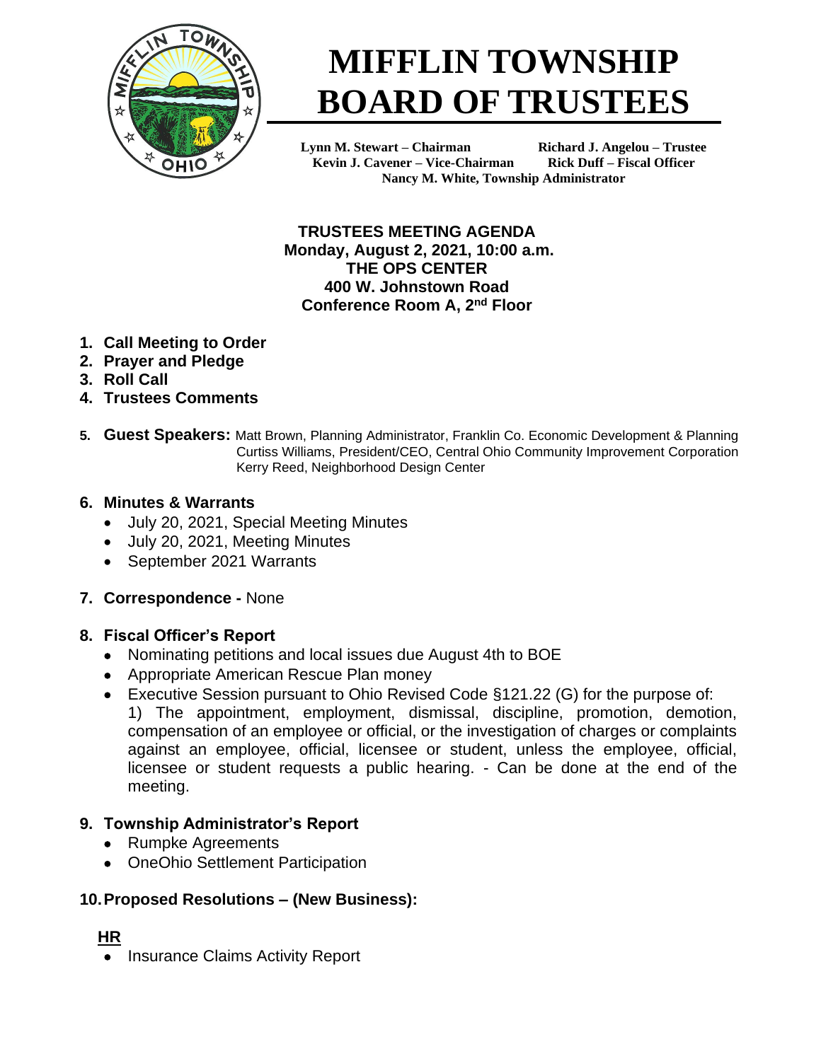# MIFFLIN TOWNSHIP BOARD OF TRUSTEES

**Lynn M. Stewart – Chairman** **Richard J. Angelou – Trustee**
**Kevin J. Cavener – Vice-Chairman** **Rick Duff – Fiscal Officer**
**Nancy M. White, Township Administrator**

**TRUSTEES MEETING AGENDA**
**Monday, August 2, 2021, 10:00 a.m.**
**THE OPS CENTER**
**400 W. Johnstown Road**
**Conference Room A, 2nd Floor**

1. **Call Meeting to Order**
2. **Prayer and Pledge**
3. **Roll Call**
4. **Trustees Comments**
5. **Guest Speakers:** Matt Brown, Planning Administrator, Franklin Co. Economic Development & Planning
   Curtiss Williams, President/CEO, Central Ohio Community Improvement Corporation
   Kerry Reed, Neighborhood Design Center

6. **Minutes & Warrants**
   - July 20, 2021, Special Meeting Minutes
   - July 20, 2021, Meeting Minutes
   - September 2021 Warrants

7. **Correspondence -** None

8. **Fiscal Officer's Report**
   - Nominating petitions and local issues due August 4th to BOE
   - Appropriate American Rescue Plan money
   - Executive Session pursuant to Ohio Revised Code §121.22 (G) for the purpose of:
     1) The appointment, employment, dismissal, discipline, promotion, demotion, compensation of an employee or official, or the investigation of charges or complaints against an employee, official, licensee or student, unless the employee, official, licensee or student requests a public hearing. - Can be done at the end of the meeting.

9. **Township Administrator's Report**
   - Rumpke Agreements
   - OneOhio Settlement Participation

10. **Proposed Resolutions – (New Business):**

**HR**

- Insurance Claims Activity Report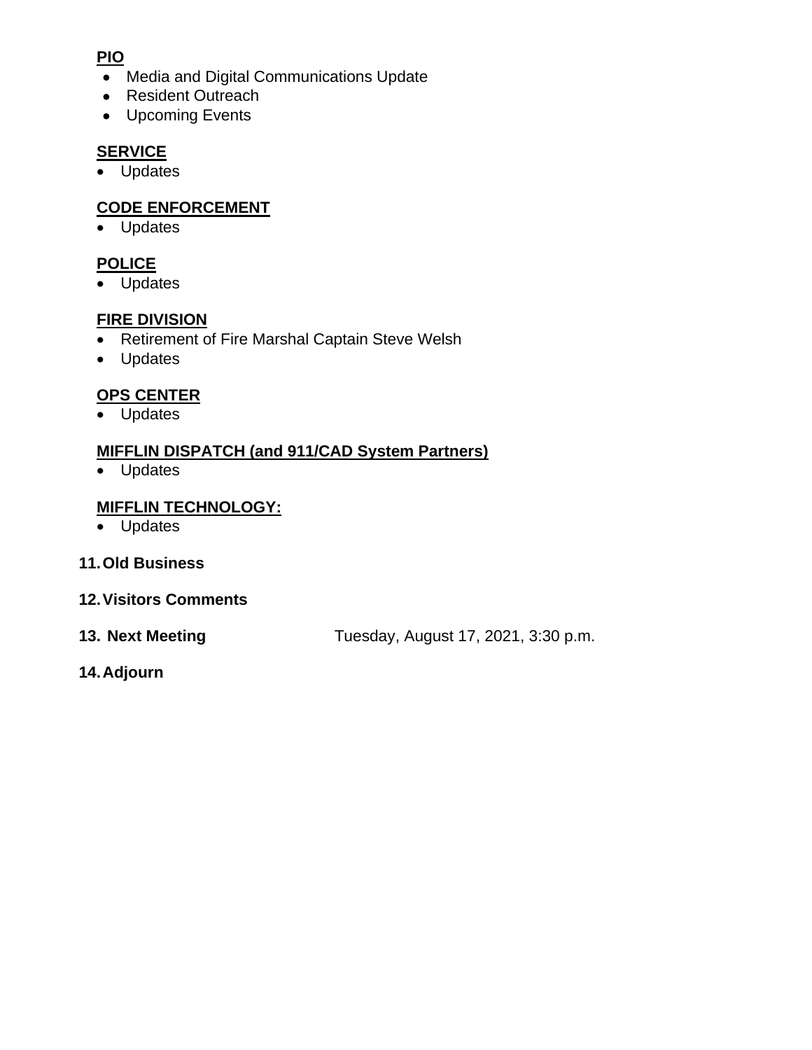**PIO**

- Media and Digital Communications Update
- Resident Outreach
- Upcoming Events

**SERVICE**

- Updates

**CODE ENFORCEMENT**

- Updates

**POLICE**

- Updates

**FIRE DIVISION**

- Retirement of Fire Marshal Captain Steve Welsh
- Updates

**OPS CENTER**

- Updates

**MIFFLIN DISPATCH (and 911/CAD System Partners)**

- Updates

**MIFFLIN TECHNOLOGY:**

- Updates

**11. Old Business**

**12. Visitors Comments**

**13. Next Meeting** Tuesday, August 17, 2021, 3:30 p.m.

**14. Adjourn**